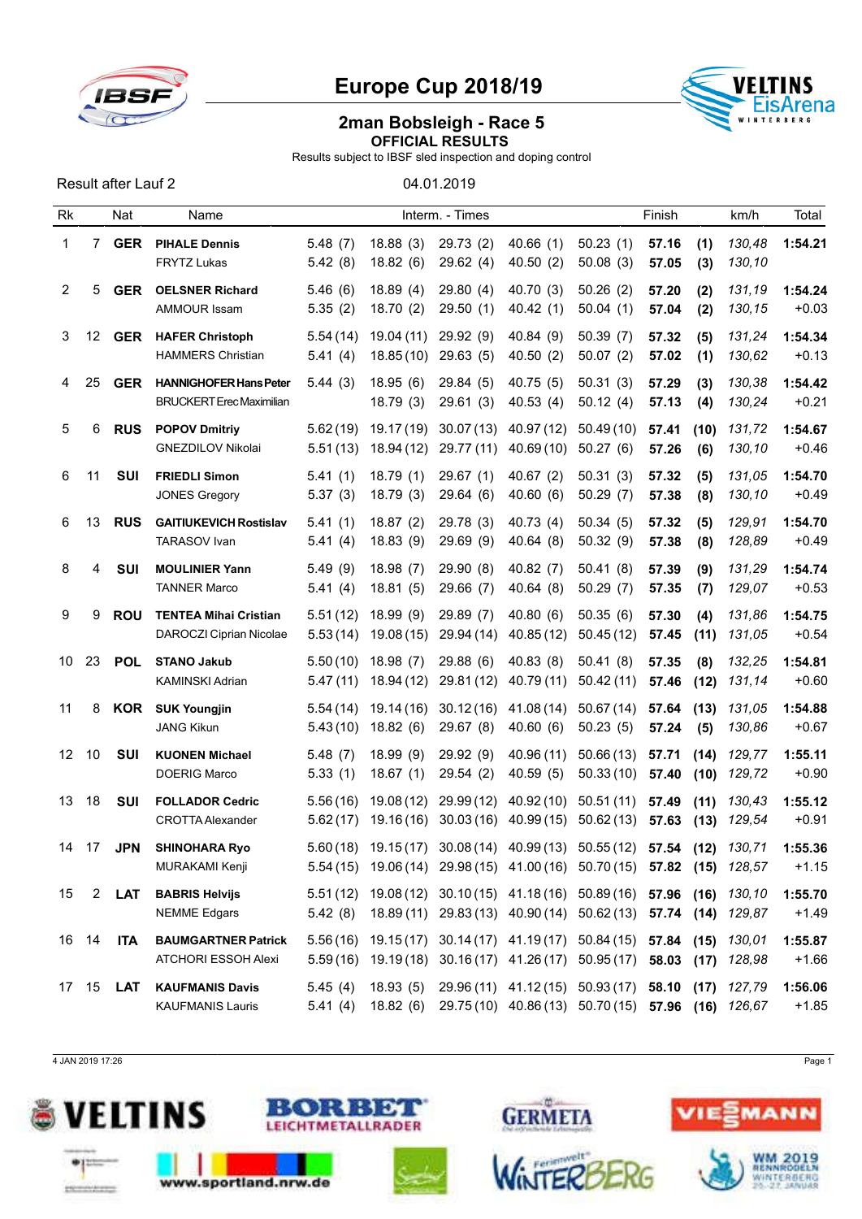# Europe Cup 2018/19

## 2man Bobsleigh - Race 5

**OFFICIAL RESULTS**

Results subject to IBSF sled inspection and doping control

Result after Lauf 2 | 04.01.2019

| Rk | | Nat | Name | Interm. - Times | | | | | Finish | | km/h | Total |
|---|---|---|---|---|---|---|---|---|---|---|---|---|
| 1 | 7 | **GER** | **PIHALE Dennis** | 5.48 (7) | 18.88 (3) | 29.73 (2) | 40.66 (1) | 50.23 (1) | **57.16** | **(1)** | *130,48* | **1:54.21** |
| | | | FRYTZ Lukas | 5.42 (8) | 18.82 (6) | 29.62 (4) | 40.50 (2) | 50.08 (3) | **57.05** | **(3)** | *130,10* | |
| 2 | 5 | **GER** | **OELSNER Richard** | 5.46 (6) | 18.89 (4) | 29.80 (4) | 40.70 (3) | 50.26 (2) | **57.20** | **(2)** | *131,19* | **1:54.24** |
| | | | AMMOUR Issam | 5.35 (2) | 18.70 (2) | 29.50 (1) | 40.42 (1) | 50.04 (1) | **57.04** | **(2)** | *130,15* | +0.03 |
| 3 | 12 | **GER** | **HAFER Christoph** | 5.54 (14) | 19.04 (11) | 29.92 (9) | 40.84 (9) | 50.39 (7) | **57.32** | **(5)** | *131,24* | **1:54.34** |
| | | | HAMMERS Christian | 5.41 (4) | 18.85 (10) | 29.63 (5) | 40.50 (2) | 50.07 (2) | **57.02** | **(1)** | *130,62* | +0.13 |
| 4 | 25 | **GER** | **HANNIGHOFER Hans Peter** | 5.44 (3) | 18.95 (6) | 29.84 (5) | 40.75 (5) | 50.31 (3) | **57.29** | **(3)** | *130,38* | **1:54.42** |
| | | | BRUCKERT Erec Maximilian | | 18.79 (3) | 29.61 (3) | 40.53 (4) | 50.12 (4) | **57.13** | **(4)** | *130,24* | +0.21 |
| 5 | 6 | **RUS** | **POPOV Dmitriy** | 5.62 (19) | 19.17 (19) | 30.07 (13) | 40.97 (12) | 50.49 (10) | **57.41** | **(10)** | *131,72* | **1:54.67** |
| | | | GNEZDILOV Nikolai | 5.51 (13) | 18.94 (12) | 29.77 (11) | 40.69 (10) | 50.27 (6) | **57.26** | **(6)** | *130,10* | +0.46 |
| 6 | 11 | **SUI** | **FRIEDLI Simon** | 5.41 (1) | 18.79 (1) | 29.67 (1) | 40.67 (2) | 50.31 (3) | **57.32** | **(5)** | *131,05* | **1:54.70** |
| | | | JONES Gregory | 5.37 (3) | 18.79 (3) | 29.64 (6) | 40.60 (6) | 50.29 (7) | **57.38** | **(8)** | *130,10* | +0.49 |
| 6 | 13 | **RUS** | **GAITIUKEVICH Rostislav** | 5.41 (1) | 18.87 (2) | 29.78 (3) | 40.73 (4) | 50.34 (5) | **57.32** | **(5)** | *129,91* | **1:54.70** |
| | | | TARASOV Ivan | 5.41 (4) | 18.83 (9) | 29.69 (9) | 40.64 (8) | 50.32 (9) | **57.38** | **(8)** | *128,89* | +0.49 |
| 8 | 4 | **SUI** | **MOULINIER Yann** | 5.49 (9) | 18.98 (7) | 29.90 (8) | 40.82 (7) | 50.41 (8) | **57.39** | **(9)** | *131,29* | **1:54.74** |
| | | | TANNER Marco | 5.41 (4) | 18.81 (5) | 29.66 (7) | 40.64 (8) | 50.29 (7) | **57.35** | **(7)** | *129,07* | +0.53 |
| 9 | 9 | **ROU** | **TENTEA Mihai Cristian** | 5.51 (12) | 18.99 (9) | 29.89 (7) | 40.80 (6) | 50.35 (6) | **57.30** | **(4)** | *131,86* | **1:54.75** |
| | | | DAROCZI Ciprian Nicolae | 5.53 (14) | 19.08 (15) | 29.94 (14) | 40.85 (12) | 50.45 (12) | **57.45** | **(11)** | *131,05* | +0.54 |
| 10 | 23 | **POL** | **STANO Jakub** | 5.50 (10) | 18.98 (7) | 29.88 (6) | 40.83 (8) | 50.41 (8) | **57.35** | **(8)** | *132,25* | **1:54.81** |
| | | | KAMINSKI Adrian | 5.47 (11) | 18.94 (12) | 29.81 (12) | 40.79 (11) | 50.42 (11) | **57.46** | **(12)** | *131,14* | +0.60 |
| 11 | 8 | **KOR** | **SUK Youngjin** | 5.54 (14) | 19.14 (16) | 30.12 (16) | 41.08 (14) | 50.67 (14) | **57.64** | **(13)** | *131,05* | **1:54.88** |
| | | | JANG Kikun | 5.43 (10) | 18.82 (6) | 29.67 (8) | 40.60 (6) | 50.23 (5) | **57.24** | **(5)** | *130,86* | +0.67 |
| 12 | 10 | **SUI** | **KUONEN Michael** | 5.48 (7) | 18.99 (9) | 29.92 (9) | 40.96 (11) | 50.66 (13) | **57.71** | **(14)** | *129,77* | **1:55.11** |
| | | | DOERIG Marco | 5.33 (1) | 18.67 (1) | 29.54 (2) | 40.59 (5) | 50.33 (10) | **57.40** | **(10)** | *129,72* | +0.90 |
| 13 | 18 | **SUI** | **FOLLADOR Cedric** | 5.56 (16) | 19.08 (12) | 29.99 (12) | 40.92 (10) | 50.51 (11) | **57.49** | **(11)** | *130,43* | **1:55.12** |
| | | | CROTTA Alexander | 5.62 (17) | 19.16 (16) | 30.03 (16) | 40.99 (15) | 50.62 (13) | **57.63** | **(13)** | *129,54* | +0.91 |
| 14 | 17 | **JPN** | **SHINOHARA Ryo** | 5.60 (18) | 19.15 (17) | 30.08 (14) | 40.99 (13) | 50.55 (12) | **57.54** | **(12)** | *130,71* | **1:55.36** |
| | | | MURAKAMI Kenji | 5.54 (15) | 19.06 (14) | 29.98 (15) | 41.00 (16) | 50.70 (15) | **57.82** | **(15)** | *128,57* | +1.15 |
| 15 | 2 | **LAT** | **BABRIS Helvijs** | 5.51 (12) | 19.08 (12) | 30.10 (15) | 41.18 (16) | 50.89 (16) | **57.96** | **(16)** | *130,10* | **1:55.70** |
| | | | NEMME Edgars | 5.42 (8) | 18.89 (11) | 29.83 (13) | 40.90 (14) | 50.62 (13) | **57.74** | **(14)** | *129,87* | +1.49 |
| 16 | 14 | **ITA** | **BAUMGARTNER Patrick** | 5.56 (16) | 19.15 (17) | 30.14 (17) | 41.19 (17) | 50.84 (15) | **57.84** | **(15)** | *130,01* | **1:55.87** |
| | | | ATCHORI ESSOH Alexi | 5.59 (16) | 19.19 (18) | 30.16 (17) | 41.26 (17) | 50.95 (17) | **58.03** | **(17)** | *128,98* | +1.66 |
| 17 | 15 | **LAT** | **KAUFMANIS Davis** | 5.45 (4) | 18.93 (5) | 29.96 (11) | 41.12 (15) | 50.93 (17) | **58.10** | **(17)** | *127,79* | **1:56.06** |
| | | | KAUFMANIS Lauris | 5.41 (4) | 18.82 (6) | 29.75 (10) | 40.86 (13) | 50.70 (15) | **57.96** | **(16)** | *126,67* | +1.85 |

4 JAN 2019 17:26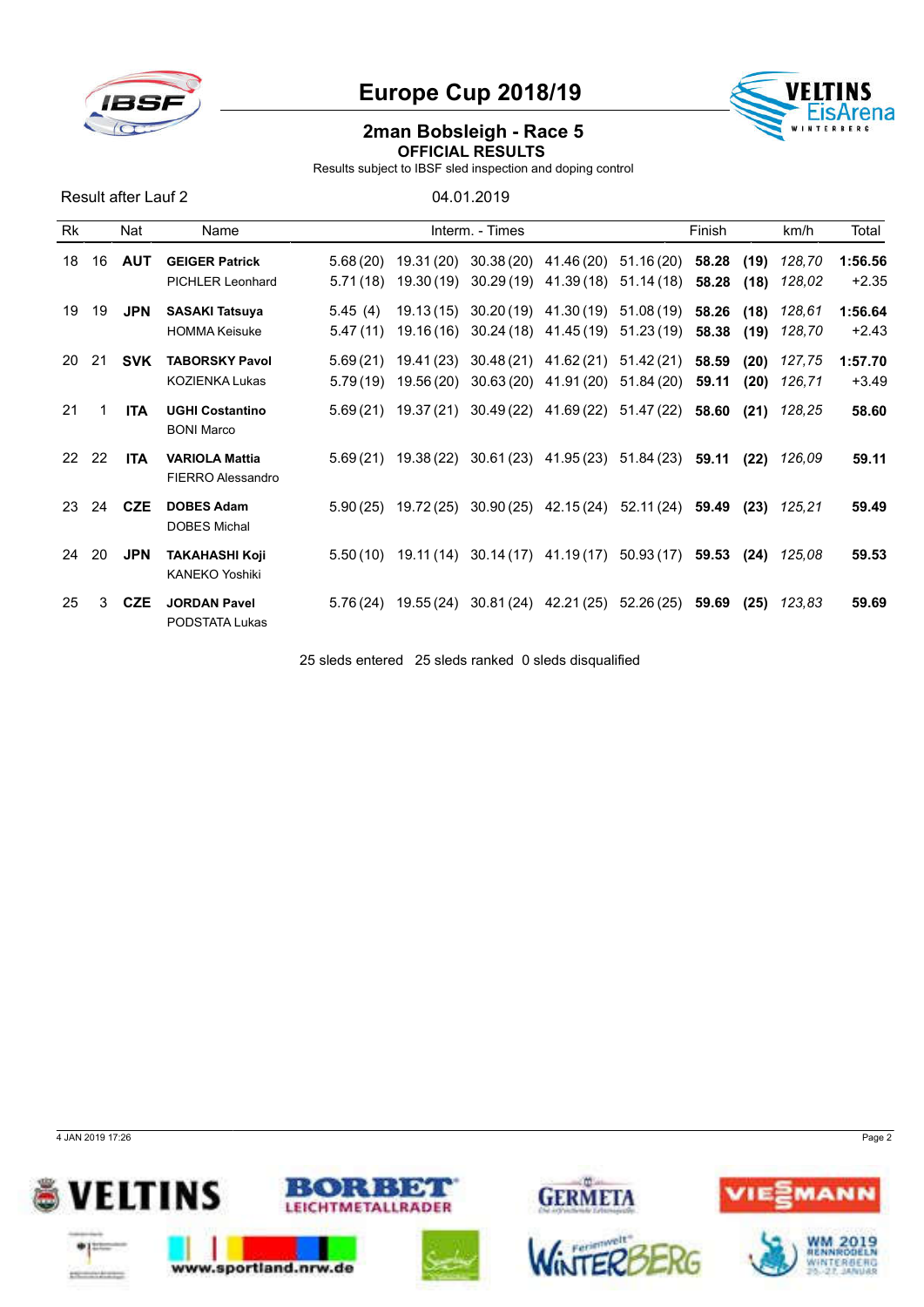# Europe Cup 2018/19

## 2man Bobsleigh - Race 5

**OFFICIAL RESULTS**

Results subject to IBSF sled inspection and doping control

Result after Lauf 2 04.01.2019

| Rk | | Nat | Name | Interm. - Times | | | | | Finish | | km/h | Total |
|---|---|---|---|---|---|---|---|---|---|---|---|---|
| 18 | 16 | **AUT** | **GEIGER Patrick** | 5.68 (20) | 19.31 (20) | 30.38 (20) | 41.46 (20) | 51.16 (20) | **58.28** | **(19)** | *128,70* | **1:56.56** |
| | | | PICHLER Leonhard | 5.71 (18) | 19.30 (19) | 30.29 (19) | 41.39 (18) | 51.14 (18) | **58.28** | **(18)** | *128,02* | +2.35 |
| 19 | 19 | **JPN** | **SASAKI Tatsuya** | 5.45 (4) | 19.13 (15) | 30.20 (19) | 41.30 (19) | 51.08 (19) | **58.26** | **(18)** | *128,61* | **1:56.64** |
| | | | HOMMA Keisuke | 5.47 (11) | 19.16 (16) | 30.24 (18) | 41.45 (19) | 51.23 (19) | **58.38** | **(19)** | *128,70* | +2.43 |
| 20 | 21 | **SVK** | **TABORSKY Pavol** | 5.69 (21) | 19.41 (23) | 30.48 (21) | 41.62 (21) | 51.42 (21) | **58.59** | **(20)** | *127,75* | **1:57.70** |
| | | | KOZIENKA Lukas | 5.79 (19) | 19.56 (20) | 30.63 (20) | 41.91 (20) | 51.84 (20) | **59.11** | **(20)** | *126,71* | +3.49 |
| 21 | 1 | **ITA** | **UGHI Costantino** | 5.69 (21) | 19.37 (21) | 30.49 (22) | 41.69 (22) | 51.47 (22) | **58.60** | **(21)** | *128,25* | **58.60** |
| | | | BONI Marco | | | | | | | | | |
| 22 | 22 | **ITA** | **VARIOLA Mattia** | 5.69 (21) | 19.38 (22) | 30.61 (23) | 41.95 (23) | 51.84 (23) | **59.11** | **(22)** | *126,09* | **59.11** |
| | | | FIERRO Alessandro | | | | | | | | | |
| 23 | 24 | **CZE** | **DOBES Adam** | 5.90 (25) | 19.72 (25) | 30.90 (25) | 42.15 (24) | 52.11 (24) | **59.49** | **(23)** | *125,21* | **59.49** |
| | | | DOBES Michal | | | | | | | | | |
| 24 | 20 | **JPN** | **TAKAHASHI Koji** | 5.50 (10) | 19.11 (14) | 30.14 (17) | 41.19 (17) | 50.93 (17) | **59.53** | **(24)** | *125,08* | **59.53** |
| | | | KANEKO Yoshiki | | | | | | | | | |
| 25 | 3 | **CZE** | **JORDAN Pavel** | 5.76 (24) | 19.55 (24) | 30.81 (24) | 42.21 (25) | 52.26 (25) | **59.69** | **(25)** | *123,83* | **59.69** |
| | | | PODSTATA Lukas | | | | | | | | | |

25 sleds entered 25 sleds ranked 0 sleds disqualified

4 JAN 2019 17:26